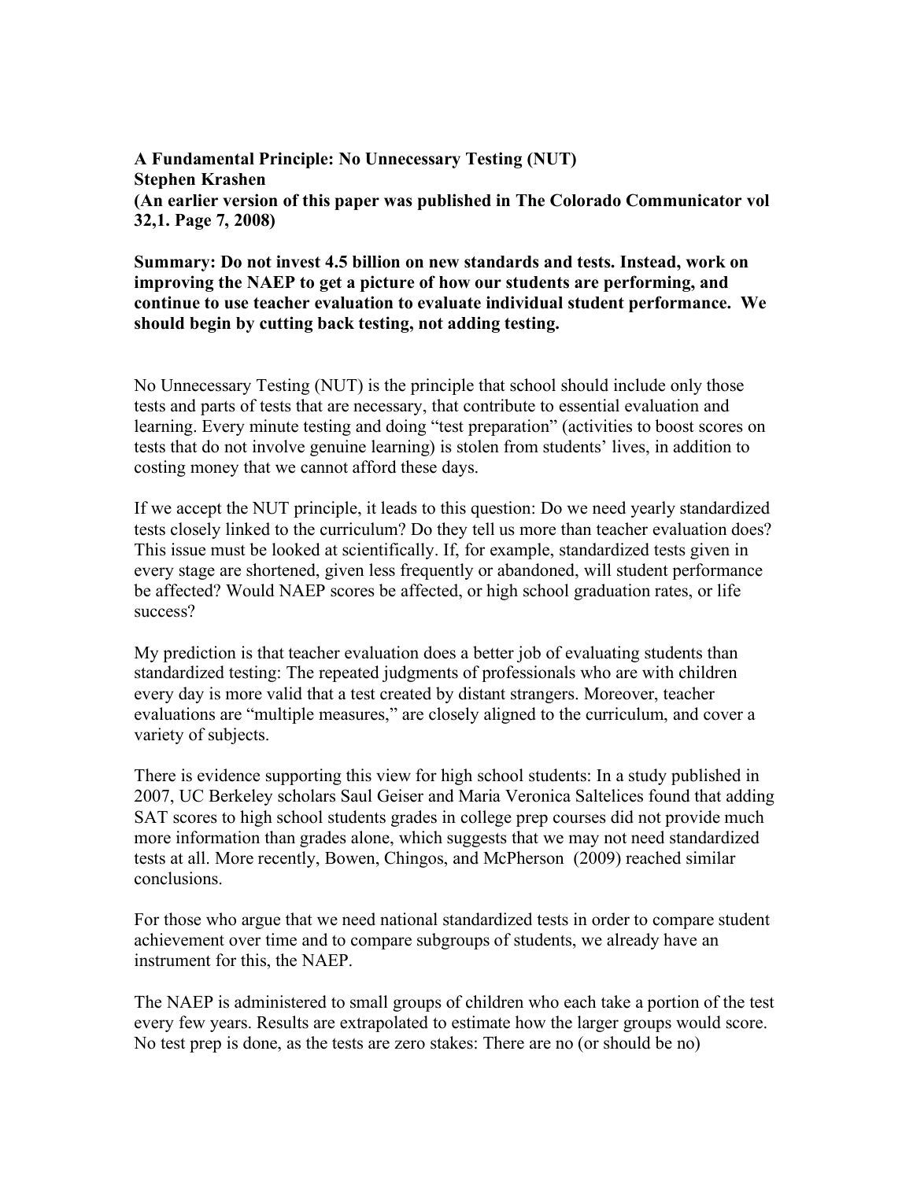**A Fundamental Principle: No Unnecessary Testing (NUT)**
**Stephen Krashen**
**(An earlier version of this paper was published in The Colorado Communicator vol 32,1. Page 7, 2008)**

**Summary: Do not invest 4.5 billion on new standards and tests. Instead, work on improving the NAEP to get a picture of how our students are performing, and continue to use teacher evaluation to evaluate individual student performance. We should begin by cutting back testing, not adding testing.**

No Unnecessary Testing (NUT) is the principle that school should include only those tests and parts of tests that are necessary, that contribute to essential evaluation and learning. Every minute testing and doing "test preparation" (activities to boost scores on tests that do not involve genuine learning) is stolen from students' lives, in addition to costing money that we cannot afford these days.

If we accept the NUT principle, it leads to this question: Do we need yearly standardized tests closely linked to the curriculum? Do they tell us more than teacher evaluation does? This issue must be looked at scientifically. If, for example, standardized tests given in every stage are shortened, given less frequently or abandoned, will student performance be affected? Would NAEP scores be affected, or high school graduation rates, or life success?

My prediction is that teacher evaluation does a better job of evaluating students than standardized testing: The repeated judgments of professionals who are with children every day is more valid that a test created by distant strangers. Moreover, teacher evaluations are "multiple measures," are closely aligned to the curriculum, and cover a variety of subjects.

There is evidence supporting this view for high school students: In a study published in 2007, UC Berkeley scholars Saul Geiser and Maria Veronica Saltelices found that adding SAT scores to high school students grades in college prep courses did not provide much more information than grades alone, which suggests that we may not need standardized tests at all. More recently, Bowen, Chingos, and McPherson (2009) reached similar conclusions.

For those who argue that we need national standardized tests in order to compare student achievement over time and to compare subgroups of students, we already have an instrument for this, the NAEP.

The NAEP is administered to small groups of children who each take a portion of the test every few years. Results are extrapolated to estimate how the larger groups would score. No test prep is done, as the tests are zero stakes: There are no (or should be no)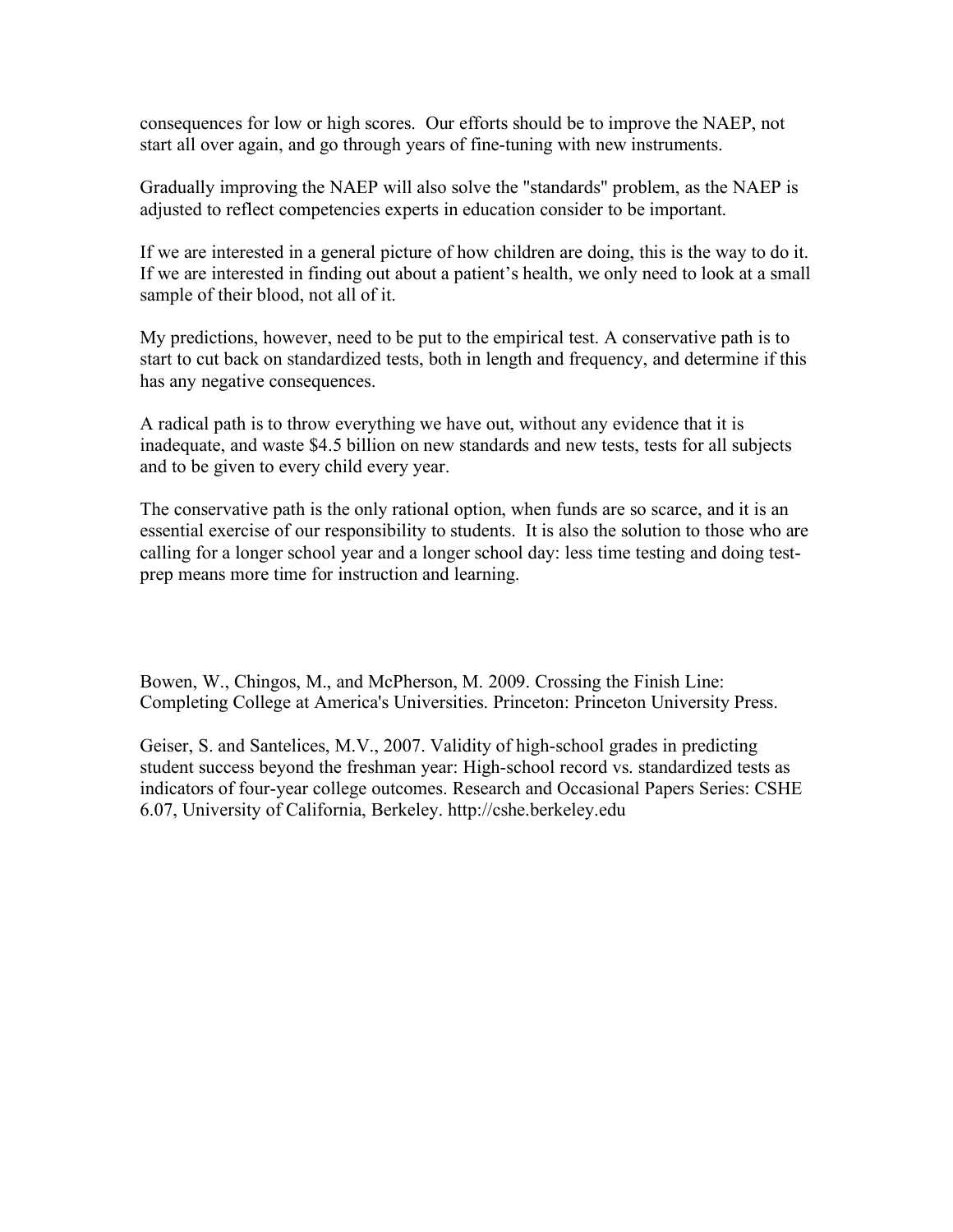consequences for low or high scores. Our efforts should be to improve the NAEP, not start all over again, and go through years of fine-tuning with new instruments.

Gradually improving the NAEP will also solve the "standards" problem, as the NAEP is adjusted to reflect competencies experts in education consider to be important.

If we are interested in a general picture of how children are doing, this is the way to do it. If we are interested in finding out about a patient's health, we only need to look at a small sample of their blood, not all of it.

My predictions, however, need to be put to the empirical test. A conservative path is to start to cut back on standardized tests, both in length and frequency, and determine if this has any negative consequences.

A radical path is to throw everything we have out, without any evidence that it is inadequate, and waste $4.5 billion on new standards and new tests, tests for all subjects and to be given to every child every year.

The conservative path is the only rational option, when funds are so scarce, and it is an essential exercise of our responsibility to students. It is also the solution to those who are calling for a longer school year and a longer school day: less time testing and doing test-prep means more time for instruction and learning.

Bowen, W., Chingos, M., and McPherson, M. 2009. Crossing the Finish Line: Completing College at America's Universities. Princeton: Princeton University Press.

Geiser, S. and Santelices, M.V., 2007. Validity of high-school grades in predicting student success beyond the freshman year: High-school record vs. standardized tests as indicators of four-year college outcomes. Research and Occasional Papers Series: CSHE 6.07, University of California, Berkeley. http://cshe.berkeley.edu